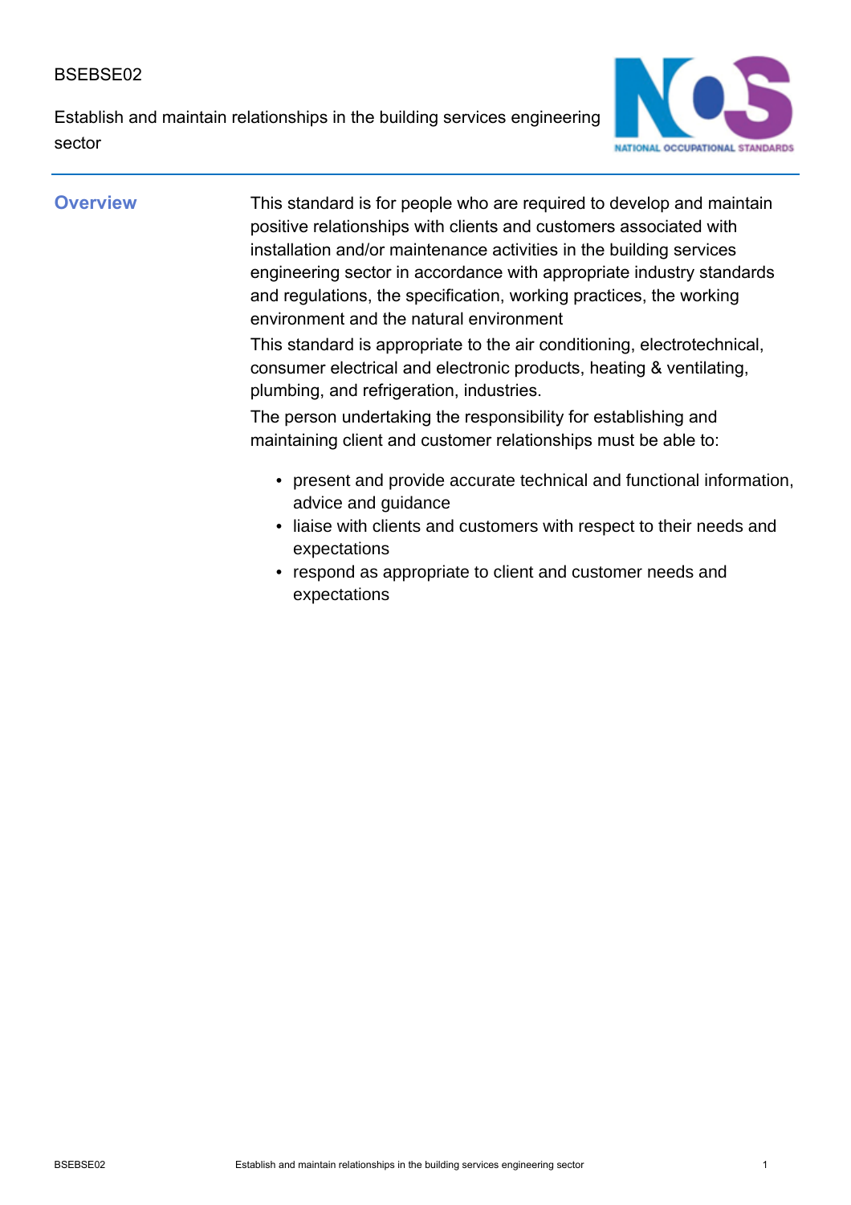BSEBSE02

Establish and maintain relationships in the building services engineering sector

## Overview

This standard is for people who are required to develop and maintain positive relationships with clients and customers associated with installation and/or maintenance activities in the building services engineering sector in accordance with appropriate industry standards and regulations, the specification, working practices, the working environment and the natural environment

This standard is appropriate to the air conditioning, electrotechnical, consumer electrical and electronic products, heating & ventilating, plumbing, and refrigeration, industries.

The person undertaking the responsibility for establishing and maintaining client and customer relationships must be able to:

- present and provide accurate technical and functional information, advice and guidance
- liaise with clients and customers with respect to their needs and expectations
- respond as appropriate to client and customer needs and expectations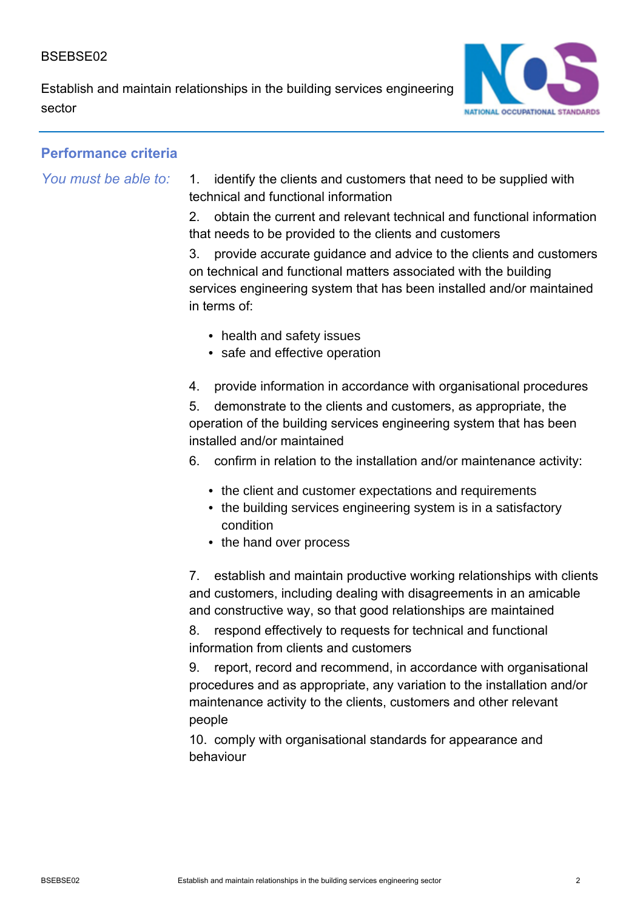## Performance criteria

*You must be able to:*

1. identify the clients and customers that need to be supplied with technical and functional information
2. obtain the current and relevant technical and functional information that needs to be provided to the clients and customers
3. provide accurate guidance and advice to the clients and customers on technical and functional matters associated with the building services engineering system that has been installed and/or maintained in terms of:
   - health and safety issues
   - safe and effective operation
4. provide information in accordance with organisational procedures
5. demonstrate to the clients and customers, as appropriate, the operation of the building services engineering system that has been installed and/or maintained
6. confirm in relation to the installation and/or maintenance activity:
   - the client and customer expectations and requirements
   - the building services engineering system is in a satisfactory condition
   - the hand over process
7. establish and maintain productive working relationships with clients and customers, including dealing with disagreements in an amicable and constructive way, so that good relationships are maintained
8. respond effectively to requests for technical and functional information from clients and customers
9. report, record and recommend, in accordance with organisational procedures and as appropriate, any variation to the installation and/or maintenance activity to the clients, customers and other relevant people
10. comply with organisational standards for appearance and behaviour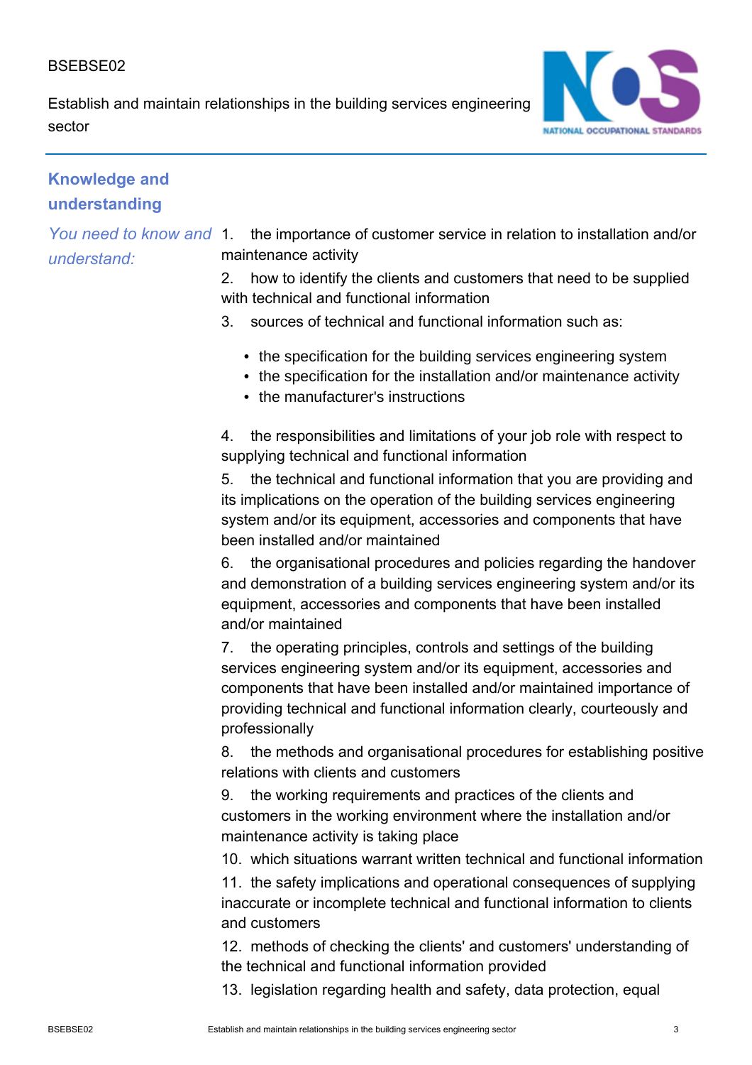## Knowledge and understanding

*You need to know and understand:*

1. the importance of customer service in relation to installation and/or maintenance activity
2. how to identify the clients and customers that need to be supplied with technical and functional information
3. sources of technical and functional information such as:
   - the specification for the building services engineering system
   - the specification for the installation and/or maintenance activity
   - the manufacturer's instructions
4. the responsibilities and limitations of your job role with respect to supplying technical and functional information
5. the technical and functional information that you are providing and its implications on the operation of the building services engineering system and/or its equipment, accessories and components that have been installed and/or maintained
6. the organisational procedures and policies regarding the handover and demonstration of a building services engineering system and/or its equipment, accessories and components that have been installed and/or maintained
7. the operating principles, controls and settings of the building services engineering system and/or its equipment, accessories and components that have been installed and/or maintained importance of providing technical and functional information clearly, courteously and professionally
8. the methods and organisational procedures for establishing positive relations with clients and customers
9. the working requirements and practices of the clients and customers in the working environment where the installation and/or maintenance activity is taking place
10. which situations warrant written technical and functional information
11. the safety implications and operational consequences of supplying inaccurate or incomplete technical and functional information to clients and customers
12. methods of checking the clients' and customers' understanding of the technical and functional information provided
13. legislation regarding health and safety, data protection, equal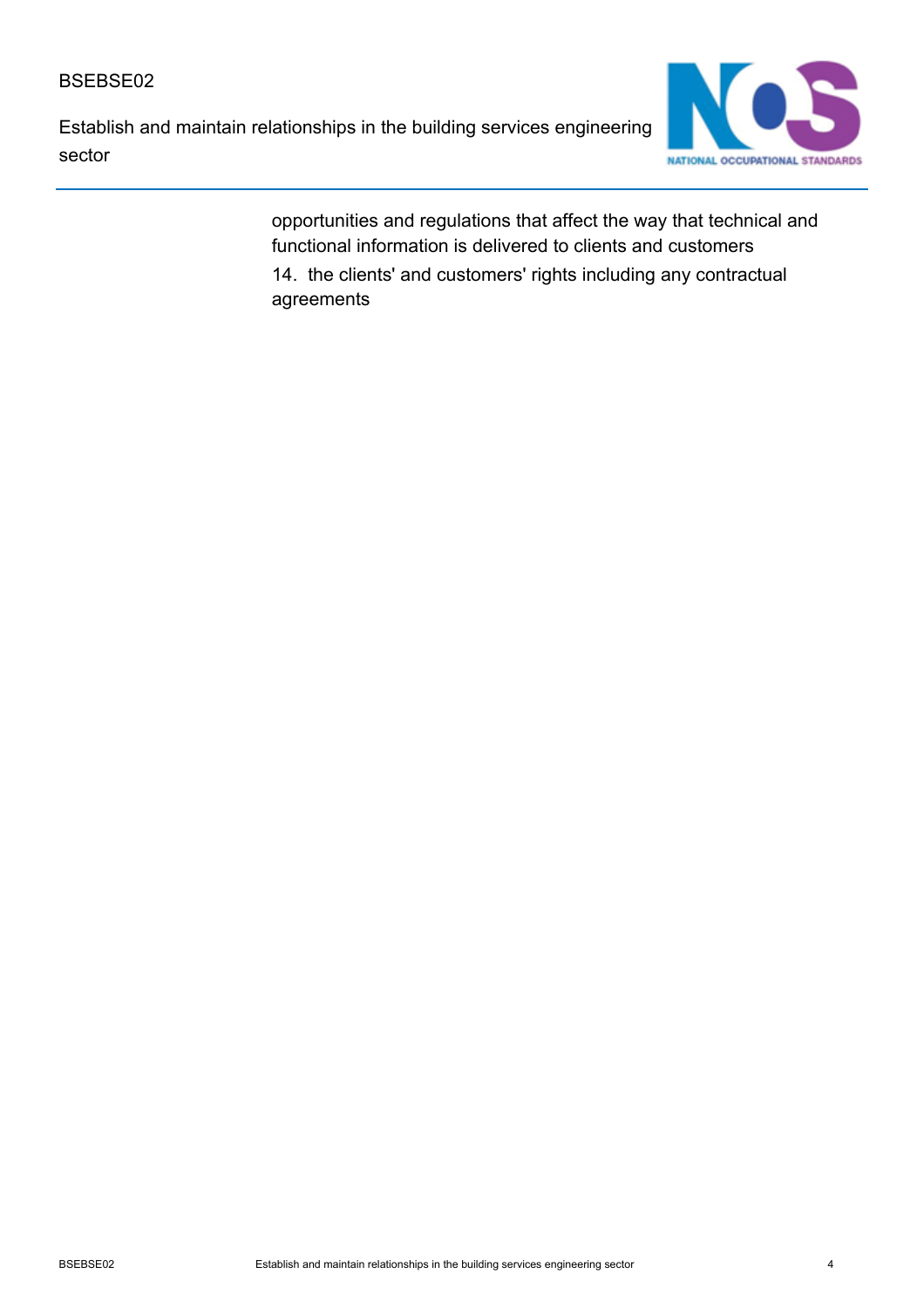opportunities and regulations that affect the way that technical and functional information is delivered to clients and customers

14. the clients' and customers' rights including any contractual agreements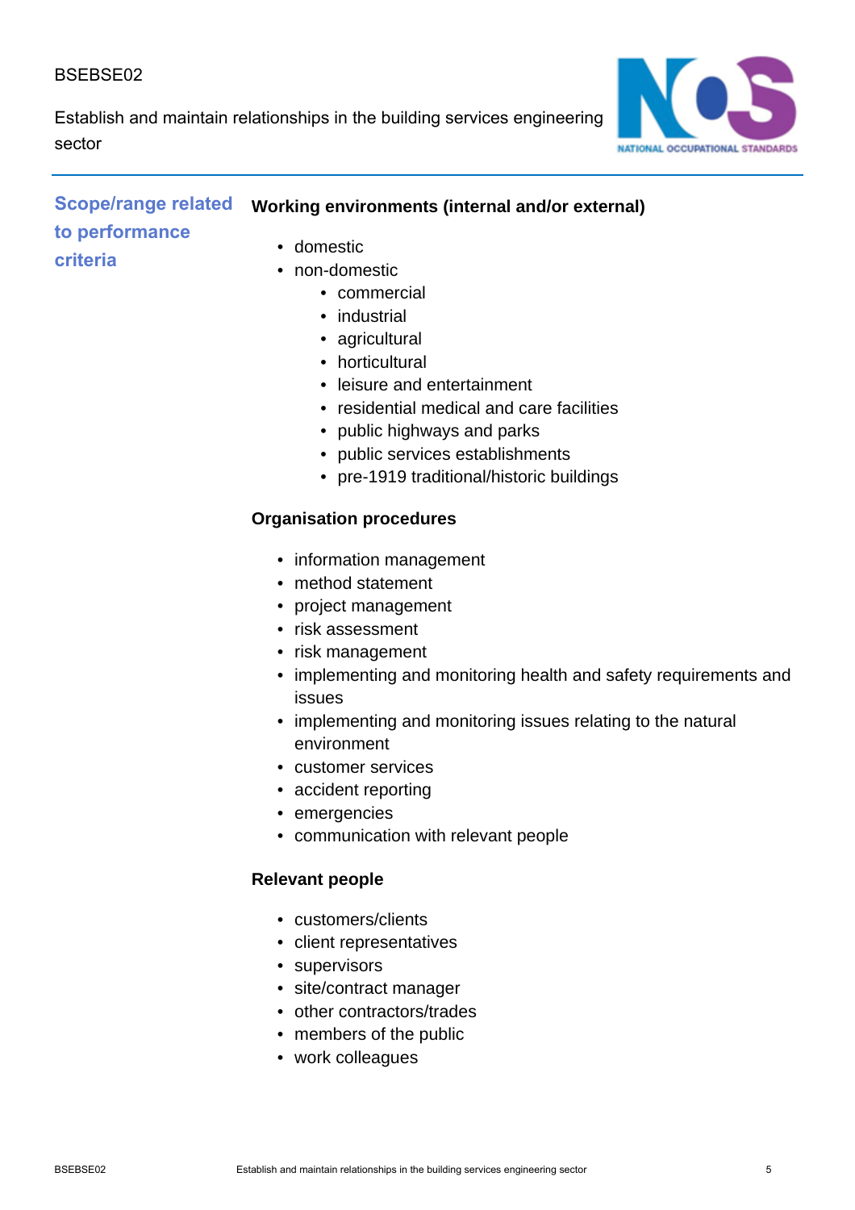## Scope/range related to performance criteria

**Working environments (internal and/or external)**

- domestic
- non-domestic
  - commercial
  - industrial
  - agricultural
  - horticultural
  - leisure and entertainment
  - residential medical and care facilities
  - public highways and parks
  - public services establishments
  - pre-1919 traditional/historic buildings

**Organisation procedures**

- information management
- method statement
- project management
- risk assessment
- risk management
- implementing and monitoring health and safety requirements and issues
- implementing and monitoring issues relating to the natural environment
- customer services
- accident reporting
- emergencies
- communication with relevant people

**Relevant people**

- customers/clients
- client representatives
- supervisors
- site/contract manager
- other contractors/trades
- members of the public
- work colleagues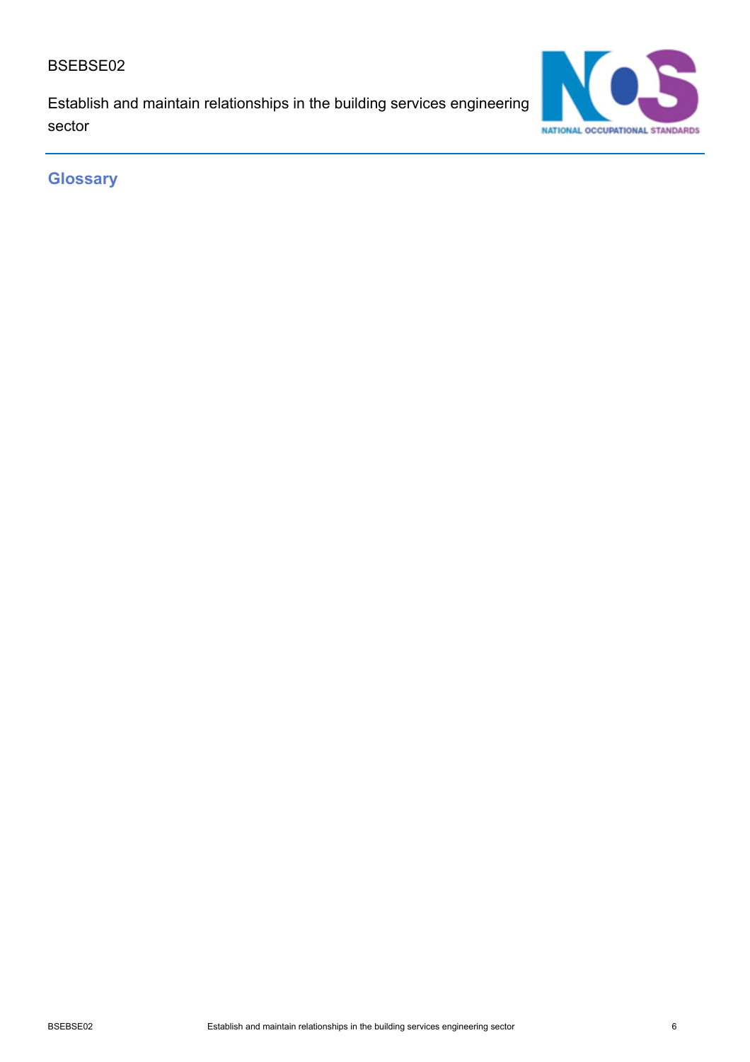## Glossary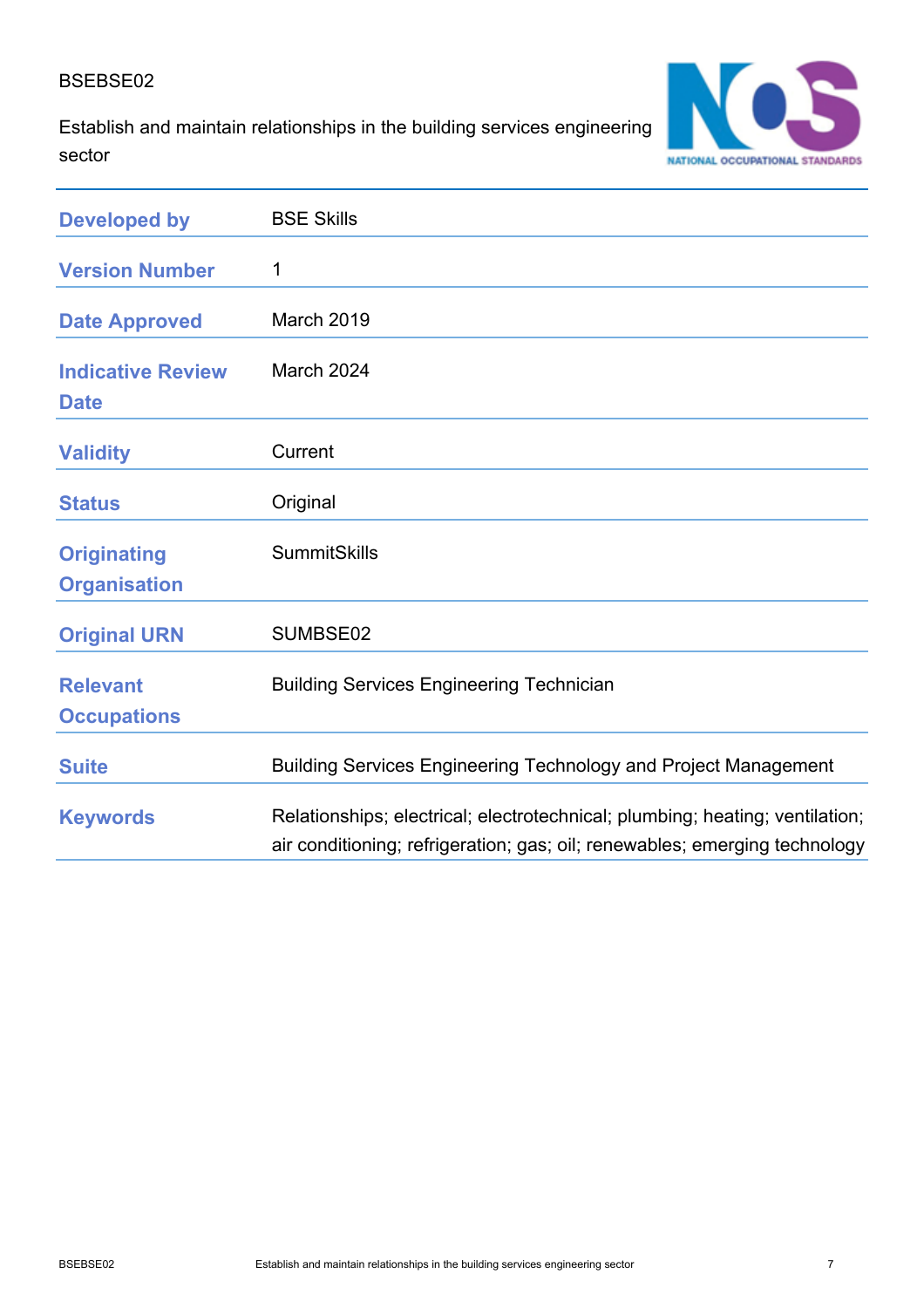BSEBSE02

Establish and maintain relationships in the building services engineering sector

| | |
|---|---|
| **Developed by** | BSE Skills |
| **Version Number** | 1 |
| **Date Approved** | March 2019 |
| **Indicative Review Date** | March 2024 |
| **Validity** | Current |
| **Status** | Original |
| **Originating Organisation** | SummitSkills |
| **Original URN** | SUMBSE02 |
| **Relevant Occupations** | Building Services Engineering Technician |
| **Suite** | Building Services Engineering Technology and Project Management |
| **Keywords** | Relationships; electrical; electrotechnical; plumbing; heating; ventilation; air conditioning; refrigeration; gas; oil; renewables; emerging technology |